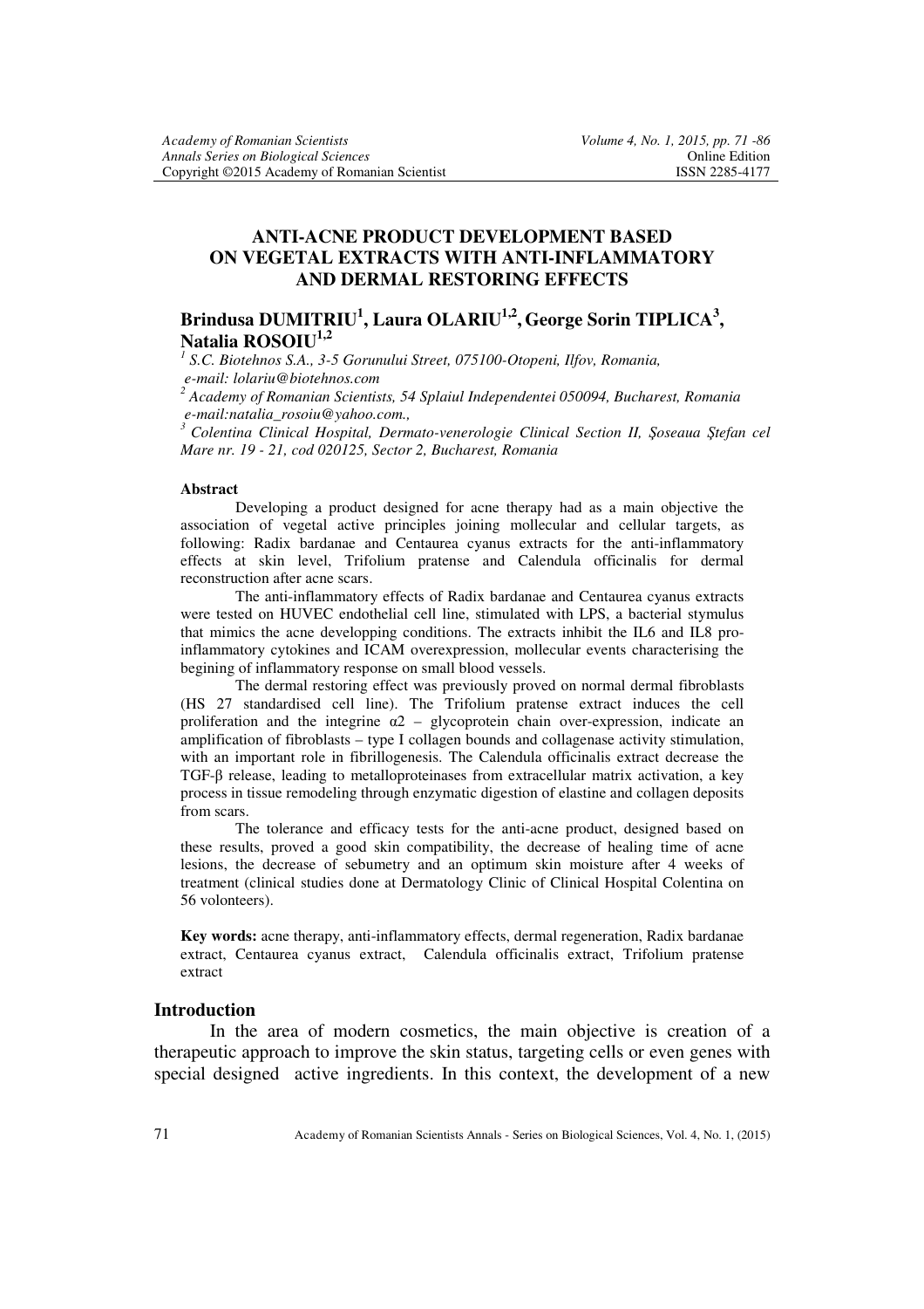# ANTI-ACNE PRODUCT DEVELOPMENT BASED ON VEGETAL EXTRACTS WITH ANTI-INFLAMMATORY AND DERMAL RESTORING EFFECTS

**Brindusa DUMITRIU[1], Laura OLARIU[1,2], George Sorin TIPLICA[3], Natalia ROSOIU[1,2]**

[1] *S.C. Biotehnos S.A., 3-5 Gorunului Street, 075100-Otopeni, Ilfov, Romania, e-mail: lolariu@biotehnos.com*

[2] *Academy of Romanian Scientists, 54 Splaiul Independentei 050094, Bucharest, Romania e-mail:natalia_rosoiu@yahoo.com.,*

[3] *Colentina Clinical Hospital, Dermato-venerologie Clinical Section II, Şoseaua Ştefan cel Mare nr. 19 - 21, cod 020125, Sector 2, Bucharest, Romania*

**Abstract**

Developing a product designed for acne therapy had as a main objective the association of vegetal active principles joining mollecular and cellular targets, as following: Radix bardanae and Centaurea cyanus extracts for the anti-inflammatory effects at skin level, Trifolium pratense and Calendula officinalis for dermal reconstruction after acne scars.

The anti-inflammatory effects of Radix bardanae and Centaurea cyanus extracts were tested on HUVEC endothelial cell line, stimulated with LPS, a bacterial stymulus that mimics the acne developping conditions. The extracts inhibit the IL6 and IL8 pro-inflammatory cytokines and ICAM overexpression, mollecular events characterising the begining of inflammatory response on small blood vessels.

The dermal restoring effect was previously proved on normal dermal fibroblasts (HS 27 standardised cell line). The Trifolium pratense extract induces the cell proliferation and the integrine $\alpha 2$ – glycoprotein chain over-expression, indicate an amplification of fibroblasts – type I collagen bounds and collagenase activity stimulation, with an important role in fibrillogenesis. The Calendula officinalis extract decrease the TGF-$\beta$ release, leading to metalloproteinases from extracellular matrix activation, a key process in tissue remodeling through enzymatic digestion of elastine and collagen deposits from scars.

The tolerance and efficacy tests for the anti-acne product, designed based on these results, proved a good skin compatibility, the decrease of healing time of acne lesions, the decrease of sebumetry and an optimum skin moisture after 4 weeks of treatment (clinical studies done at Dermatology Clinic of Clinical Hospital Colentina on 56 volonteers).

**Key words:** acne therapy, anti-inflammatory effects, dermal regeneration, Radix bardanae extract, Centaurea cyanus extract, Calendula officinalis extract, Trifolium pratense extract

## Introduction

In the area of modern cosmetics, the main objective is creation of a therapeutic approach to improve the skin status, targeting cells or even genes with special designed active ingredients. In this context, the development of a new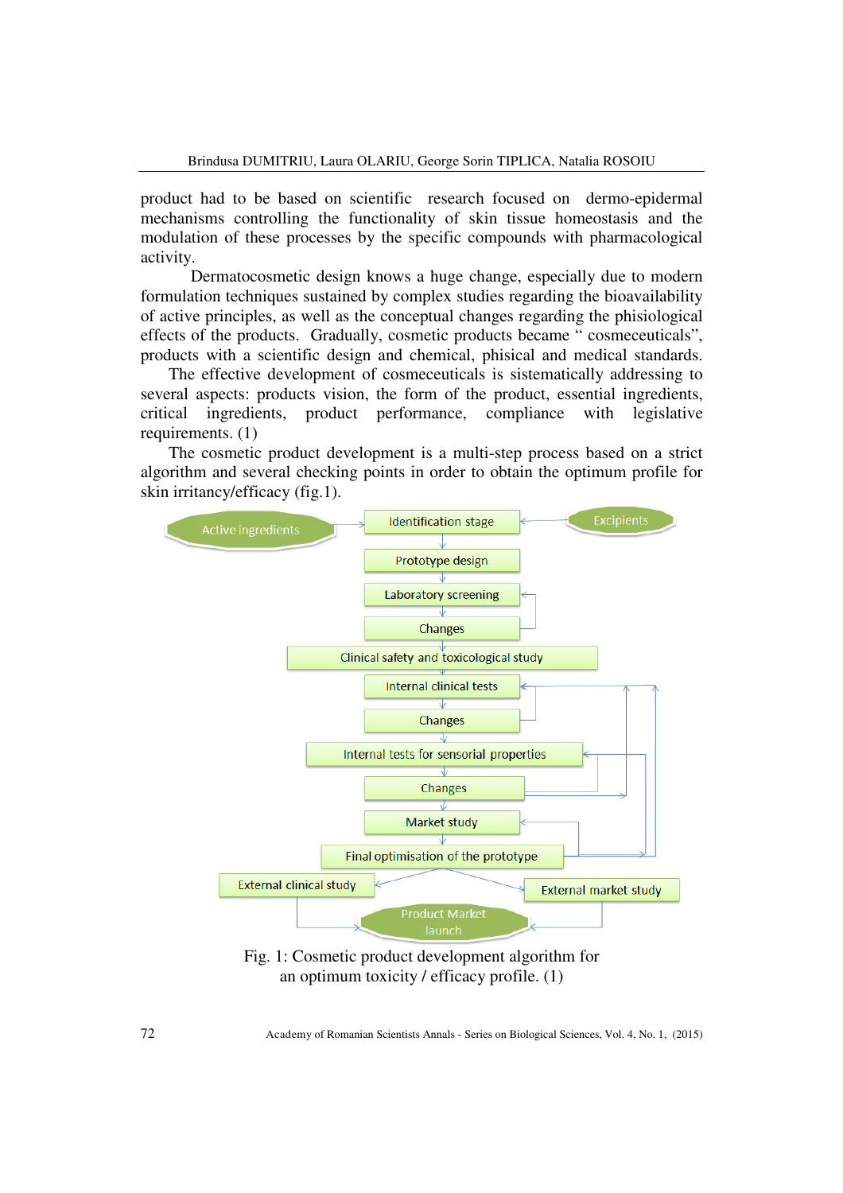product had to be based on scientific research focused on dermo-epidermal mechanisms controlling the functionality of skin tissue homeostasis and the modulation of these processes by the specific compounds with pharmacological activity.

Dermatocosmetic design knows a huge change, especially due to modern formulation techniques sustained by complex studies regarding the bioavailability of active principles, as well as the conceptual changes regarding the phisiological effects of the products. Gradually, cosmetic products became " cosmeceuticals", products with a scientific design and chemical, phisical and medical standards.

The effective development of cosmeceuticals is sistematically addressing to several aspects: products vision, the form of the product, essential ingredients, critical ingredients, product performance, compliance with legislative requirements. (1)

The cosmetic product development is a multi-step process based on a strict algorithm and several checking points in order to obtain the optimum profile for skin irritancy/efficacy (fig.1).

Active ingredients · Identification stage · Excipients · Prototype design · Laboratory screening · Changes · Clinical safety and toxicological study · Internal clinical tests · Changes · Internal tests for sensorial properties · Changes · Market study · Final optimisation of the prototype · External clinical study · External market study · Product Market launch

Fig. 1: Cosmetic product development algorithm for an optimum toxicity / efficacy profile. (1)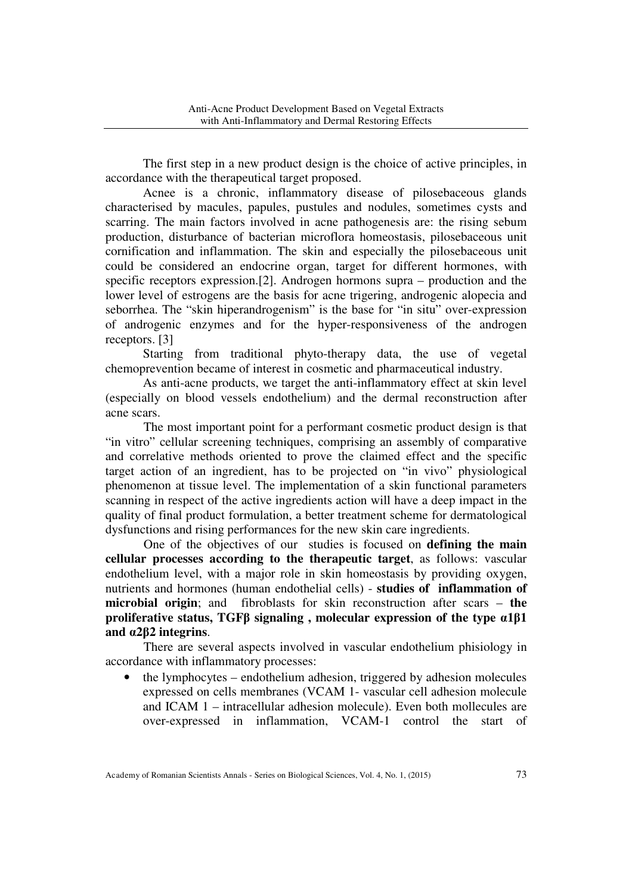The first step in a new product design is the choice of active principles, in accordance with the therapeutical target proposed.

Acnee is a chronic, inflammatory disease of pilosebaceous glands characterised by macules, papules, pustules and nodules, sometimes cysts and scarring. The main factors involved in acne pathogenesis are: the rising sebum production, disturbance of bacterian microflora homeostasis, pilosebaceous unit cornification and inflammation. The skin and especially the pilosebaceous unit could be considered an endocrine organ, target for different hormones, with specific receptors expression.[2]. Androgen hormons supra – production and the lower level of estrogens are the basis for acne trigering, androgenic alopecia and seborrhea. The "skin hiperandrogenism" is the base for "in situ" over-expression of androgenic enzymes and for the hyper-responsiveness of the androgen receptors. [3]

Starting from traditional phyto-therapy data, the use of vegetal chemoprevention became of interest in cosmetic and pharmaceutical industry.

As anti-acne products, we target the anti-inflammatory effect at skin level (especially on blood vessels endothelium) and the dermal reconstruction after acne scars.

The most important point for a performant cosmetic product design is that "in vitro" cellular screening techniques, comprising an assembly of comparative and correlative methods oriented to prove the claimed effect and the specific target action of an ingredient, has to be projected on "in vivo" physiological phenomenon at tissue level. The implementation of a skin functional parameters scanning in respect of the active ingredients action will have a deep impact in the quality of final product formulation, a better treatment scheme for dermatological dysfunctions and rising performances for the new skin care ingredients.

One of the objectives of our studies is focused on **defining the main cellular processes according to the therapeutic target**, as follows: vascular endothelium level, with a major role in skin homeostasis by providing oxygen, nutrients and hormones (human endothelial cells) - **studies of inflammation of microbial origin**; and fibroblasts for skin reconstruction after scars – **the proliferative status, TGFβ signaling , molecular expression of the type α1β1 and α2β2 integrins**.

There are several aspects involved in vascular endothelium phisiology in accordance with inflammatory processes:

- the lymphocytes – endothelium adhesion, triggered by adhesion molecules expressed on cells membranes (VCAM 1- vascular cell adhesion molecule and ICAM 1 – intracellular adhesion molecule). Even both mollecules are over-expressed in inflammation, VCAM-1 control the start of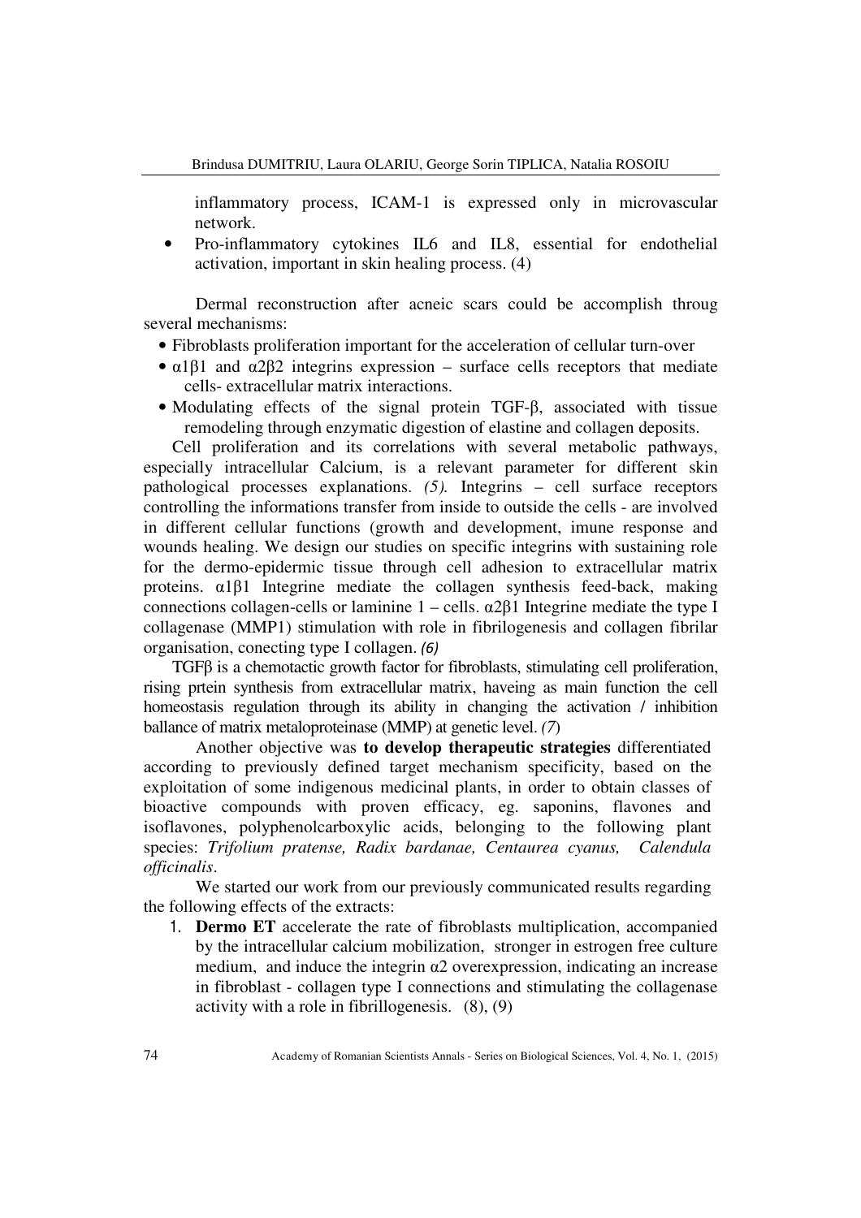inflammatory process, ICAM-1 is expressed only in microvascular network.

- Pro-inflammatory cytokines IL6 and IL8, essential for endothelial activation, important in skin healing process. (4)

Dermal reconstruction after acneic scars could be accomplish throug several mechanisms:

- Fibroblasts proliferation important for the acceleration of cellular turn-over
- $\alpha1\beta1$ and $\alpha2\beta2$ integrins expression – surface cells receptors that mediate cells- extracellular matrix interactions.
- Modulating effects of the signal protein TGF-β, associated with tissue remodeling through enzymatic digestion of elastine and collagen deposits.

Cell proliferation and its correlations with several metabolic pathways, especially intracellular Calcium, is a relevant parameter for different skin pathological processes explanations. *(5).* Integrins – cell surface receptors controlling the informations transfer from inside to outside the cells - are involved in different cellular functions (growth and development, imune response and wounds healing. We design our studies on specific integrins with sustaining role for the dermo-epidermic tissue through cell adhesion to extracellular matrix proteins. $\alpha1\beta1$ Integrine mediate the collagen synthesis feed-back, making connections collagen-cells or laminine 1 – cells. $\alpha2\beta1$ Integrine mediate the type I collagenase (MMP1) stimulation with role in fibrilogenesis and collagen fibrilar organisation, conecting type I collagen. *(6)*

TGFβ is a chemotactic growth factor for fibroblasts, stimulating cell proliferation, rising prtein synthesis from extracellular matrix, haveing as main function the cell homeostasis regulation through its ability in changing the activation / inhibition ballance of matrix metaloproteinase (MMP) at genetic level. *(7)*

Another objective was **to develop therapeutic strategies** differentiated according to previously defined target mechanism specificity, based on the exploitation of some indigenous medicinal plants, in order to obtain classes of bioactive compounds with proven efficacy, eg. saponins, flavones and isoflavones, polyphenolcarboxylic acids, belonging to the following plant species: *Trifolium pratense, Radix bardanae, Centaurea cyanus, Calendula officinalis*.

We started our work from our previously communicated results regarding the following effects of the extracts:

1. **Dermo ET** accelerate the rate of fibroblasts multiplication, accompanied by the intracellular calcium mobilization, stronger in estrogen free culture medium, and induce the integrin $\alpha2$ overexpression, indicating an increase in fibroblast - collagen type I connections and stimulating the collagenase activity with a role in fibrillogenesis. (8), (9)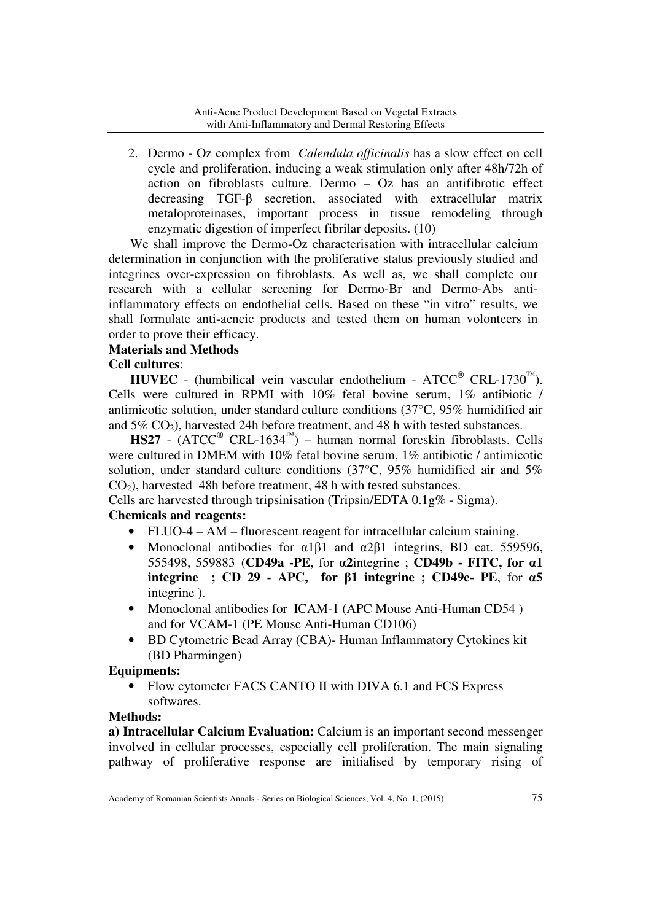2. Dermo - Oz complex from *Calendula officinalis* has a slow effect on cell cycle and proliferation, inducing a weak stimulation only after 48h/72h of action on fibroblasts culture. Dermo – Oz has an antifibrotic effect decreasing TGF-β secretion, associated with extracellular matrix metaloproteinases, important process in tissue remodeling through enzymatic digestion of imperfect fibrilar deposits. (10)

We shall improve the Dermo-Oz characterisation with intracellular calcium determination in conjunction with the proliferative status previously studied and integrines over-expression on fibroblasts. As well as, we shall complete our research with a cellular screening for Dermo-Br and Dermo-Abs anti-inflammatory effects on endothelial cells. Based on these "in vitro" results, we shall formulate anti-acneic products and tested them on human volonteers in order to prove their efficacy.

**Materials and Methods**

**Cell cultures**:

**HUVEC** - (humbilical vein vascular endothelium - ATCC® CRL-1730™). Cells were cultured in RPMI with 10% fetal bovine serum, 1% antibiotic / antimicotic solution, under standard culture conditions (37°C, 95% humidified air and 5% $CO_2$), harvested 24h before treatment, and 48 h with tested substances.

**HS27** - (ATCC® CRL-1634™) – human normal foreskin fibroblasts. Cells were cultured in DMEM with 10% fetal bovine serum, 1% antibiotic / antimicotic solution, under standard culture conditions (37°C, 95% humidified air and 5% $CO_2$), harvested 48h before treatment, 48 h with tested substances.

Cells are harvested through tripsinisation (Tripsin/EDTA 0.1g% - Sigma).

**Chemicals and reagents:**

- FLUO-4 – AM – fluorescent reagent for intracellular calcium staining.
- Monoclonal antibodies for α1β1 and α2β1 integrins, BD cat. 559596, 555498, 559883 (**CD49a -PE**, for **α2**integrine ; **CD49b - FITC, for α1 integrine ; CD 29 - APC, for β1 integrine ; CD49e- PE**, for **α5** integrine ).
- Monoclonal antibodies for ICAM-1 (APC Mouse Anti-Human CD54 ) and for VCAM-1 (PE Mouse Anti-Human CD106)
- BD Cytometric Bead Array (CBA)- Human Inflammatory Cytokines kit (BD Pharmingen)

**Equipments:**

- Flow cytometer FACS CANTO II with DIVA 6.1 and FCS Express softwares.

**Methods:**

**a) Intracellular Calcium Evaluation:** Calcium is an important second messenger involved in cellular processes, especially cell proliferation. The main signaling pathway of proliferative response are initialised by temporary rising of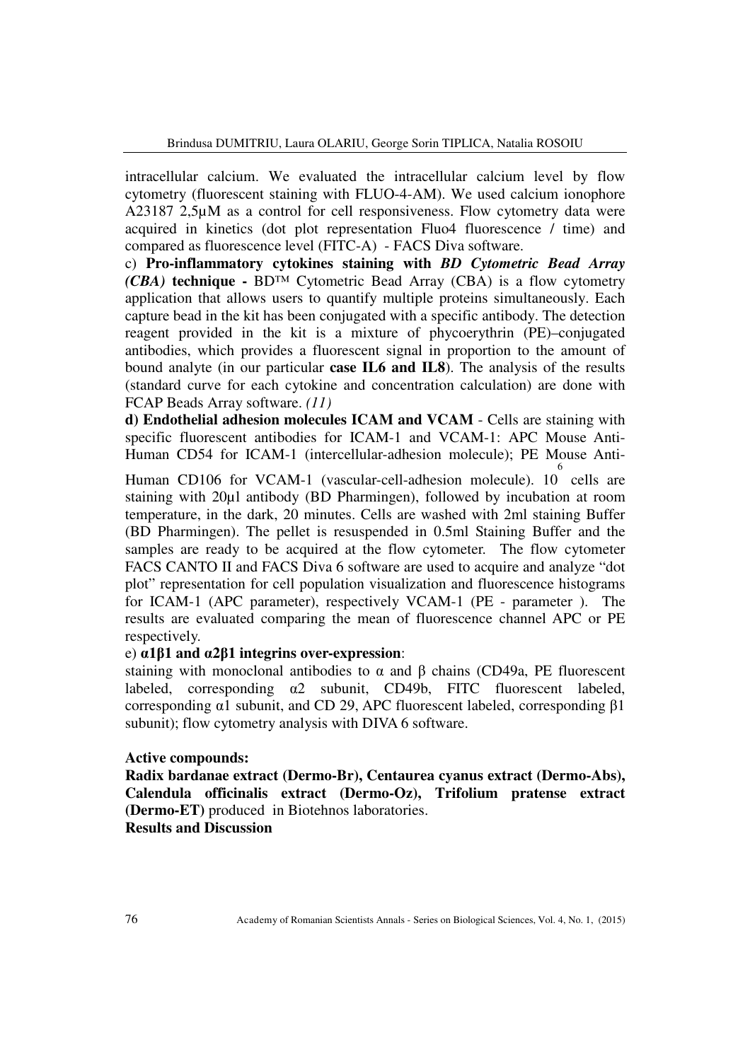intracellular calcium. We evaluated the intracellular calcium level by flow cytometry (fluorescent staining with FLUO-4-AM). We used calcium ionophore A23187 2,5µM as a control for cell responsiveness. Flow cytometry data were acquired in kinetics (dot plot representation Fluo4 fluorescence / time) and compared as fluorescence level (FITC-A) - FACS Diva software.

c) **Pro-inflammatory cytokines staining with *BD Cytometric Bead Array (CBA)* technique -** BD™ Cytometric Bead Array (CBA) is a flow cytometry application that allows users to quantify multiple proteins simultaneously. Each capture bead in the kit has been conjugated with a specific antibody. The detection reagent provided in the kit is a mixture of phycoerythrin (PE)–conjugated antibodies, which provides a fluorescent signal in proportion to the amount of bound analyte (in our particular **case IL6 and IL8**). The analysis of the results (standard curve for each cytokine and concentration calculation) are done with FCAP Beads Array software. *(11)*

**d) Endothelial adhesion molecules ICAM and VCAM** - Cells are staining with specific fluorescent antibodies for ICAM-1 and VCAM-1: APC Mouse Anti-Human CD54 for ICAM-1 (intercellular-adhesion molecule); PE Mouse Anti-Human CD106 for VCAM-1 (vascular-cell-adhesion molecule). $10^6$ cells are staining with 20µl antibody (BD Pharmingen), followed by incubation at room temperature, in the dark, 20 minutes. Cells are washed with 2ml staining Buffer (BD Pharmingen). The pellet is resuspended in 0.5ml Staining Buffer and the samples are ready to be acquired at the flow cytometer. The flow cytometer FACS CANTO II and FACS Diva 6 software are used to acquire and analyze "dot plot" representation for cell population visualization and fluorescence histograms for ICAM-1 (APC parameter), respectively VCAM-1 (PE - parameter ). The results are evaluated comparing the mean of fluorescence channel APC or PE respectively.

e) **α1β1 and α2β1 integrins over-expression**:

staining with monoclonal antibodies to α and β chains (CD49a, PE fluorescent labeled, corresponding α2 subunit, CD49b, FITC fluorescent labeled, corresponding α1 subunit, and CD 29, APC fluorescent labeled, corresponding β1 subunit); flow cytometry analysis with DIVA 6 software.

**Active compounds:**

**Radix bardanae extract (Dermo-Br), Centaurea cyanus extract (Dermo-Abs), Calendula officinalis extract (Dermo-Oz), Trifolium pratense extract (Dermo-ET)** produced in Biotehnos laboratories.

**Results and Discussion**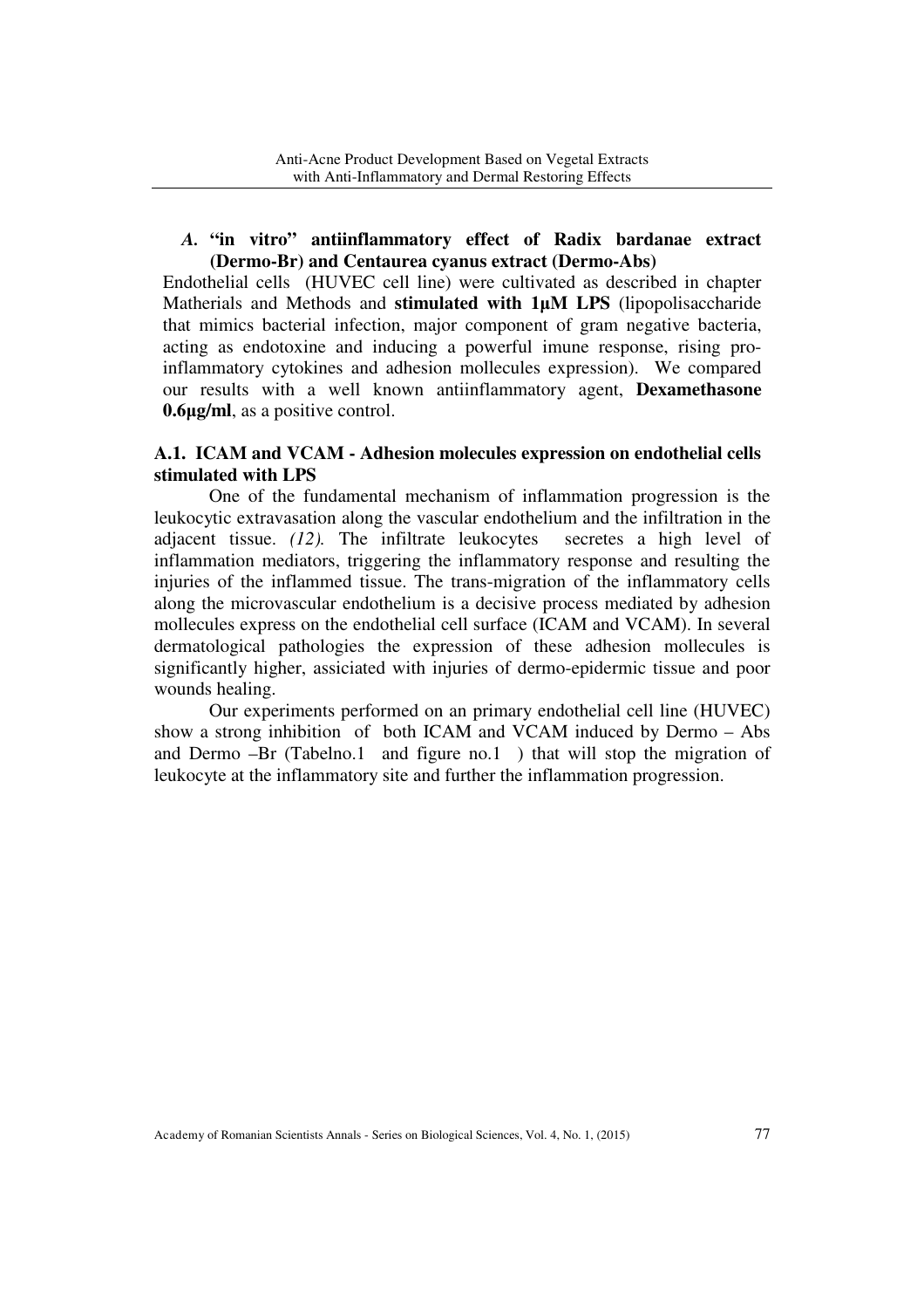### *A.* "in vitro" antiinflammatory effect of Radix bardanae extract (Dermo-Br) and Centaurea cyanus extract (Dermo-Abs)

Endothelial cells (HUVEC cell line) were cultivated as described in chapter Matherials and Methods and **stimulated with 1µM LPS** (lipopolisaccharide that mimics bacterial infection, major component of gram negative bacteria, acting as endotoxine and inducing a powerful imune response, rising pro-inflammatory cytokines and adhesion mollecules expression). We compared our results with a well known antiinflammatory agent, **Dexamethasone 0.6µg/ml**, as a positive control.

### A.1. ICAM and VCAM - Adhesion molecules expression on endothelial cells stimulated with LPS

One of the fundamental mechanism of inflammation progression is the leukocytic extravasation along the vascular endothelium and the infiltration in the adjacent tissue. *(12).* The infiltrate leukocytes secretes a high level of inflammation mediators, triggering the inflammatory response and resulting the injuries of the inflammed tissue. The trans-migration of the inflammatory cells along the microvascular endothelium is a decisive process mediated by adhesion mollecules express on the endothelial cell surface (ICAM and VCAM). In several dermatological pathologies the expression of these adhesion mollecules is significantly higher, assiciated with injuries of dermo-epidermic tissue and poor wounds healing.

Our experiments performed on an primary endothelial cell line (HUVEC) show a strong inhibition of both ICAM and VCAM induced by Dermo – Abs and Dermo –Br (Tabelno.1 and figure no.1 ) that will stop the migration of leukocyte at the inflammatory site and further the inflammation progression.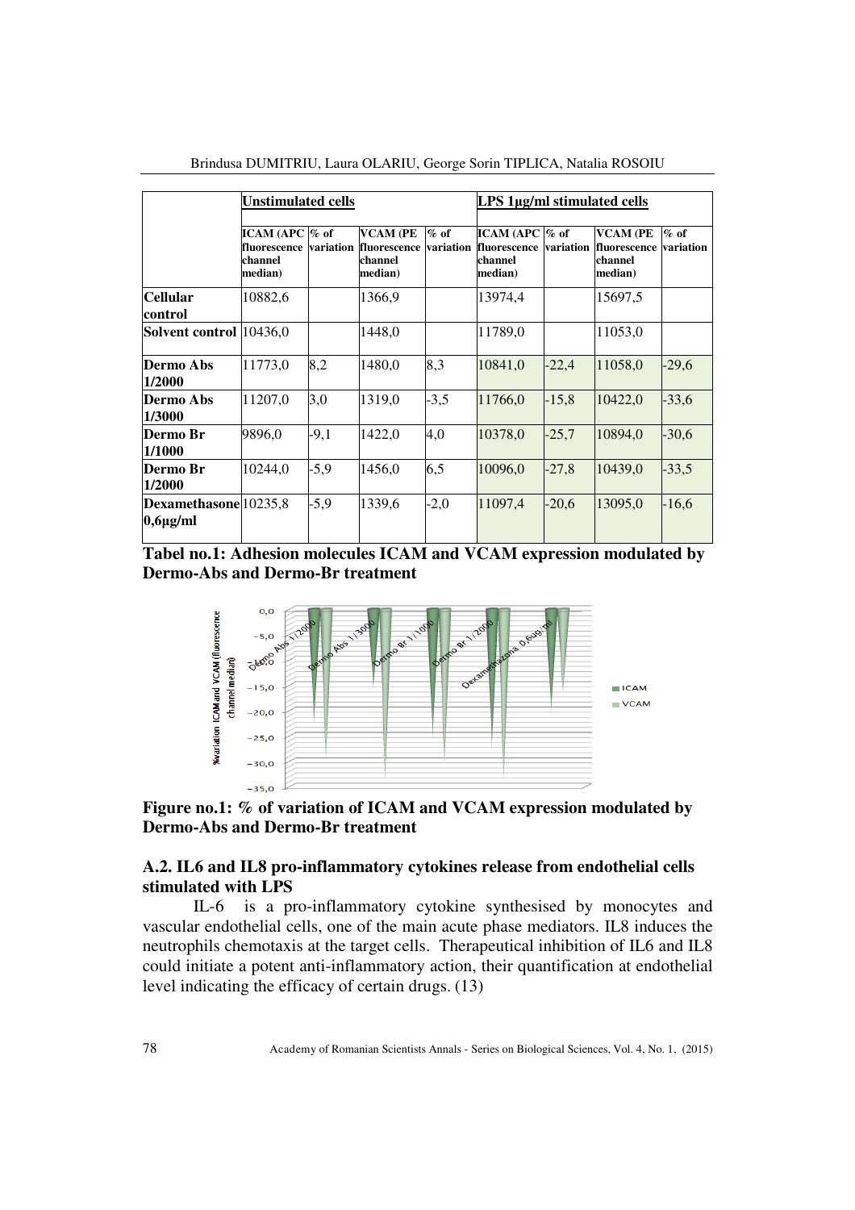| | Unstimulated cells | | | | LPS 1μg/ml stimulated cells | | | |
|---|---|---|---|---|---|---|---|---|
| | ICAM (APC fluorescence channel median) | % of variation | VCAM (PE fluorescence channel median) | % of variation | ICAM (APC fluorescence channel median) | % of variation | VCAM (PE fluorescence channel median) | % of variation |
| **Cellular control** | 10882,6 | | 1366,9 | | 13974,4 | | 15697,5 | |
| **Solvent control** | 10436,0 | | 1448,0 | | 11789,0 | | 11053,0 | |
| **Dermo Abs 1/2000** | 11773,0 | 8,2 | 1480,0 | 8,3 | 10841,0 | -22,4 | 11058,0 | -29,6 |
| **Dermo Abs 1/3000** | 11207,0 | 3,0 | 1319,0 | -3,5 | 11766,0 | -15,8 | 10422,0 | -33,6 |
| **Dermo Br 1/1000** | 9896,0 | -9,1 | 1422,0 | 4,0 | 10378,0 | -25,7 | 10894,0 | -30,6 |
| **Dermo Br 1/2000** | 10244,0 | -5,9 | 1456,0 | 6,5 | 10096,0 | -27,8 | 10439,0 | -33,5 |
| **Dexamethasone 0,6μg/ml** | 10235,8 | -5,9 | 1339,6 | -2,0 | 11097,4 | -20,6 | 13095,0 | -16,6 |

**Tabel no.1: Adhesion molecules ICAM and VCAM expression modulated by Dermo-Abs and Dermo-Br treatment**

**Figure no.1: % of variation of ICAM and VCAM expression modulated by Dermo-Abs and Dermo-Br treatment**

### A.2. IL6 and IL8 pro-inflammatory cytokines release from endothelial cells stimulated with LPS

IL-6 is a pro-inflammatory cytokine synthesised by monocytes and vascular endothelial cells, one of the main acute phase mediators. IL8 induces the neutrophils chemotaxis at the target cells. Therapeutical inhibition of IL6 and IL8 could initiate a potent anti-inflammatory action, their quantification at endothelial level indicating the efficacy of certain drugs. (13)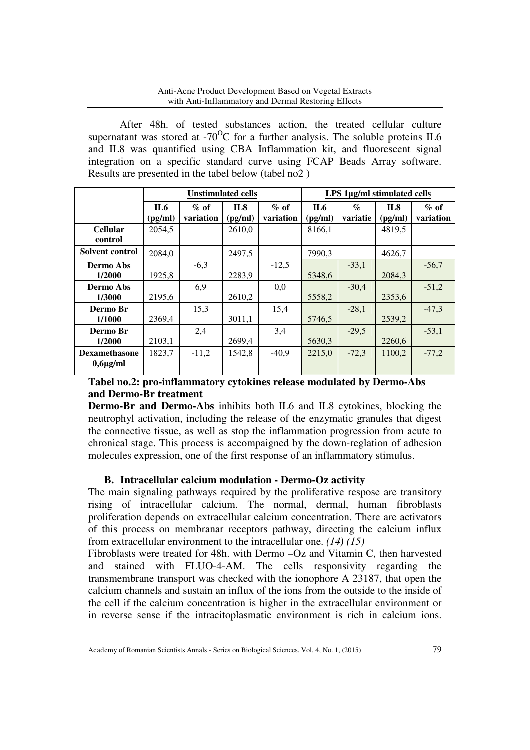After 48h. of tested substances action, the treated cellular culture supernatant was stored at -70$^{O}$C for a further analysis. The soluble proteins IL6 and IL8 was quantified using CBA Inflammation kit, and fluorescent signal integration on a specific standard curve using FCAP Beads Array software. Results are presented in the tabel below (tabel no2 )

| | **Unstimulated cells** | | | | **LPS 1µg/ml stimulated cells** | | | |
|---|---|---|---|---|---|---|---|---|
| | **IL6 (pg/ml)** | **% of variation** | **IL8 (pg/ml)** | **% of variation** | **IL6 (pg/ml)** | **% variatie** | **IL8 (pg/ml)** | **% of variation** |
| **Cellular control** | 2054,5 | | 2610,0 | | 8166,1 | | 4819,5 | |
| **Solvent control** | 2084,0 | | 2497,5 | | 7990,3 | | 4626,7 | |
| **Dermo Abs 1/2000** | 1925,8 | -6,3 | 2283,9 | -12,5 | 5348,6 | -33,1 | 2084,3 | -56,7 |
| **Dermo Abs 1/3000** | 2195,6 | 6,9 | 2610,2 | 0,0 | 5558,2 | -30,4 | 2353,6 | -51,2 |
| **Dermo Br 1/1000** | 2369,4 | 15,3 | 3011,1 | 15,4 | 5746,5 | -28,1 | 2539,2 | -47,3 |
| **Dermo Br 1/2000** | 2103,1 | 2,4 | 2699,4 | 3,4 | 5630,3 | -29,5 | 2260,6 | -53,1 |
| **Dexamethasone 0,6µg/ml** | 1823,7 | -11,2 | 1542,8 | -40,9 | 2215,0 | -72,3 | 1100,2 | -77,2 |

**Tabel no.2: pro-inflammatory cytokines release modulated by Dermo-Abs and Dermo-Br treatment**

**Dermo-Br and Dermo-Abs** inhibits both IL6 and IL8 cytokines, blocking the neutrophyl activation, including the release of the enzymatic granules that digest the connective tissue, as well as stop the inflammation progression from acute to chronical stage. This process is accompaigned by the down-reglation of adhesion molecules expression, one of the first response of an inflammatory stimulus.

### B. Intracellular calcium modulation - Dermo-Oz activity

The main signaling pathways required by the proliferative respose are transitory rising of intracellular calcium. The normal, dermal, human fibroblasts proliferation depends on extracellular calcium concentration. There are activators of this process on membranar receptors pathway, directing the calcium influx from extracellular environment to the intracellular one. *(14) (15)*

Fibroblasts were treated for 48h. with Dermo –Oz and Vitamin C, then harvested and stained with FLUO-4-AM. The cells responsivity regarding the transmembrane transport was checked with the ionophore A 23187, that open the calcium channels and sustain an influx of the ions from the outside to the inside of the cell if the calcium concentration is higher in the extracellular environment or in reverse sense if the intracitoplasmatic environment is rich in calcium ions.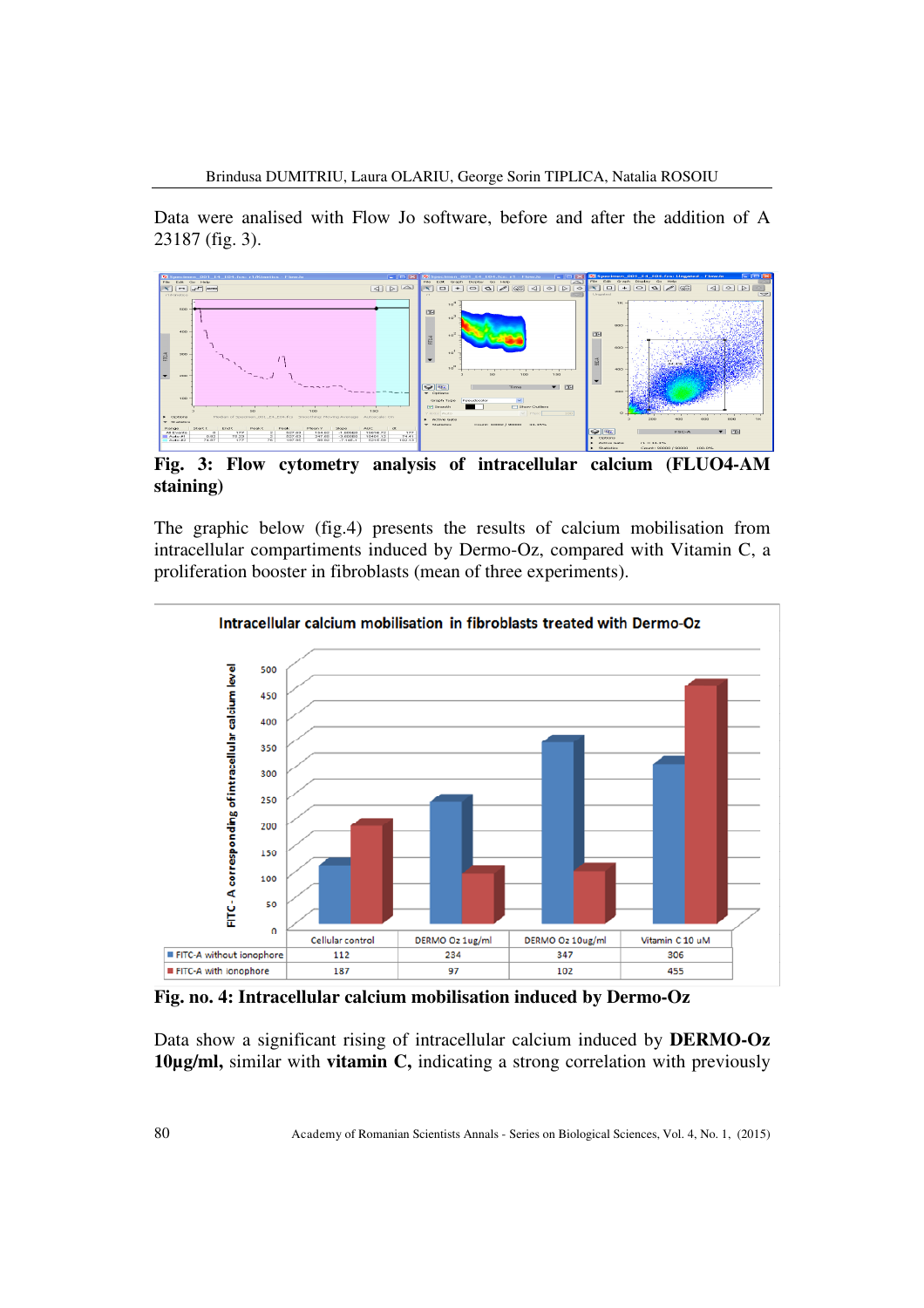Data were analised with Flow Jo software, before and after the addition of A 23187 (fig. 3).

**Fig. 3: Flow cytometry analysis of intracellular calcium (FLUO4-AM staining)**

The graphic below (fig.4) presents the results of calcium mobilisation from intracellular compartiments induced by Dermo-Oz, compared with Vitamin C, a proliferation booster in fibroblasts (mean of three experiments).

| | Cellular control | DERMO Oz 1ug/ml | DERMO Oz 10ug/ml | Vitamin C 10 uM |
|---|---|---|---|---|
| FITC-A without ionophore | 112 | 234 | 347 | 306 |
| FITC-A with ionophore | 187 | 97 | 102 | 455 |

**Fig. no. 4: Intracellular calcium mobilisation induced by Dermo-Oz**

Data show a significant rising of intracellular calcium induced by **DERMO-Oz 10µg/ml,** similar with **vitamin C,** indicating a strong correlation with previously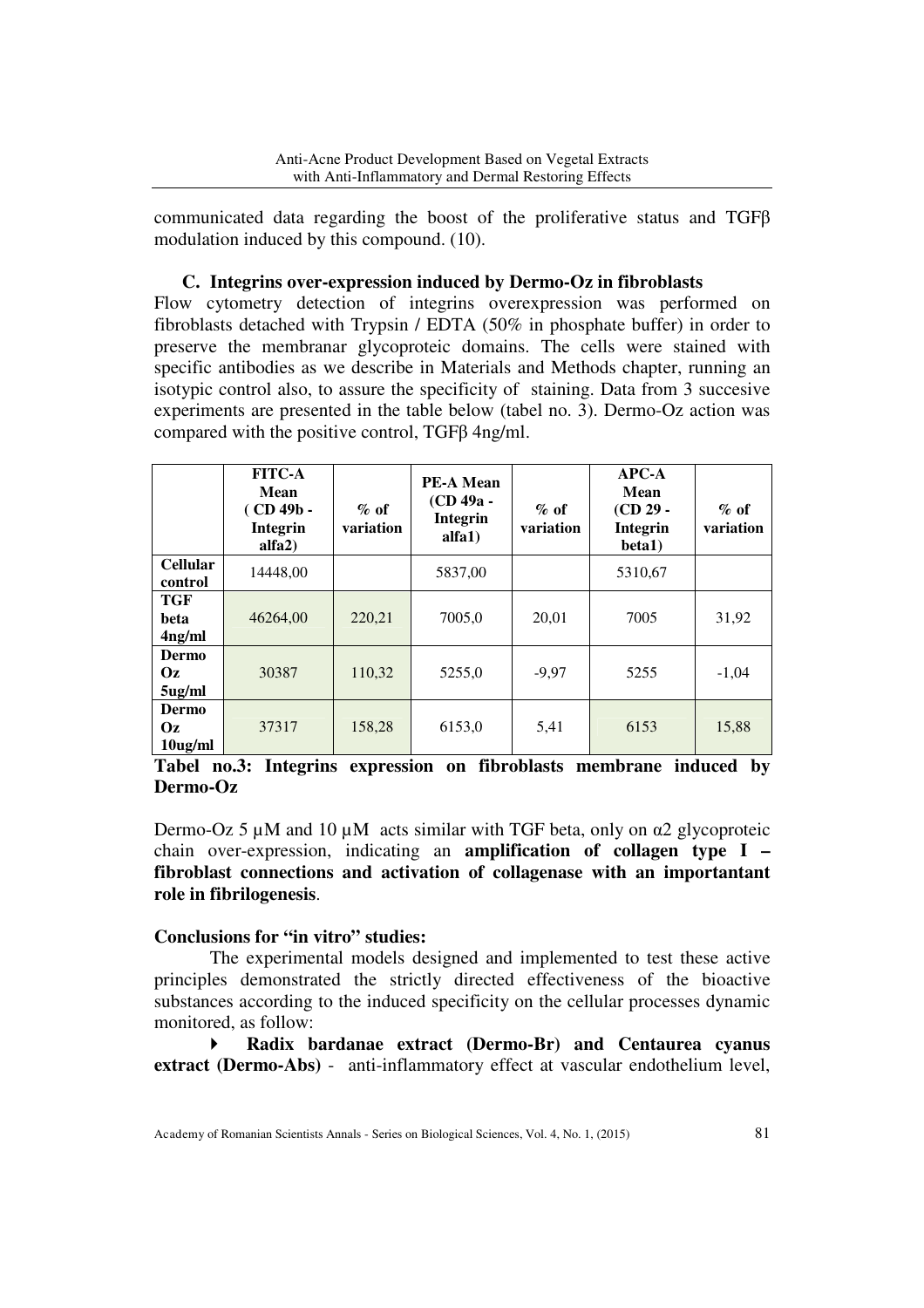communicated data regarding the boost of the proliferative status and TGFβ modulation induced by this compound. (10).

### C. Integrins over-expression induced by Dermo-Oz in fibroblasts

Flow cytometry detection of integrins overexpression was performed on fibroblasts detached with Trypsin / EDTA (50% in phosphate buffer) in order to preserve the membranar glycoproteic domains. The cells were stained with specific antibodies as we describe in Materials and Methods chapter, running an isotypic control also, to assure the specificity of staining. Data from 3 succesive experiments are presented in the table below (tabel no. 3). Dermo-Oz action was compared with the positive control, TGFβ 4ng/ml.

| | FITC-A Mean ( CD 49b - Integrin alfa2) | % of variation | PE-A Mean (CD 49a - Integrin alfa1) | % of variation | APC-A Mean (CD 29 - Integrin beta1) | % of variation |
|---|---|---|---|---|---|---|
| **Cellular control** | 14448,00 | | 5837,00 | | 5310,67 | |
| **TGF beta 4ng/ml** | 46264,00 | 220,21 | 7005,0 | 20,01 | 7005 | 31,92 |
| **Dermo Oz 5ug/ml** | 30387 | 110,32 | 5255,0 | -9,97 | 5255 | -1,04 |
| **Dermo Oz 10ug/ml** | 37317 | 158,28 | 6153,0 | 5,41 | 6153 | 15,88 |

**Tabel no.3: Integrins expression on fibroblasts membrane induced by Dermo-Oz**

Dermo-Oz 5 µM and 10 µM acts similar with TGF beta, only on α2 glycoproteic chain over-expression, indicating an **amplification of collagen type I – fibroblast connections and activation of collagenase with an importantant role in fibrilogenesis**.

**Conclusions for "in vitro" studies:**

The experimental models designed and implemented to test these active principles demonstrated the strictly directed effectiveness of the bioactive substances according to the induced specificity on the cellular processes dynamic monitored, as follow:

- **Radix bardanae extract (Dermo-Br) and Centaurea cyanus extract (Dermo-Abs)** - anti-inflammatory effect at vascular endothelium level,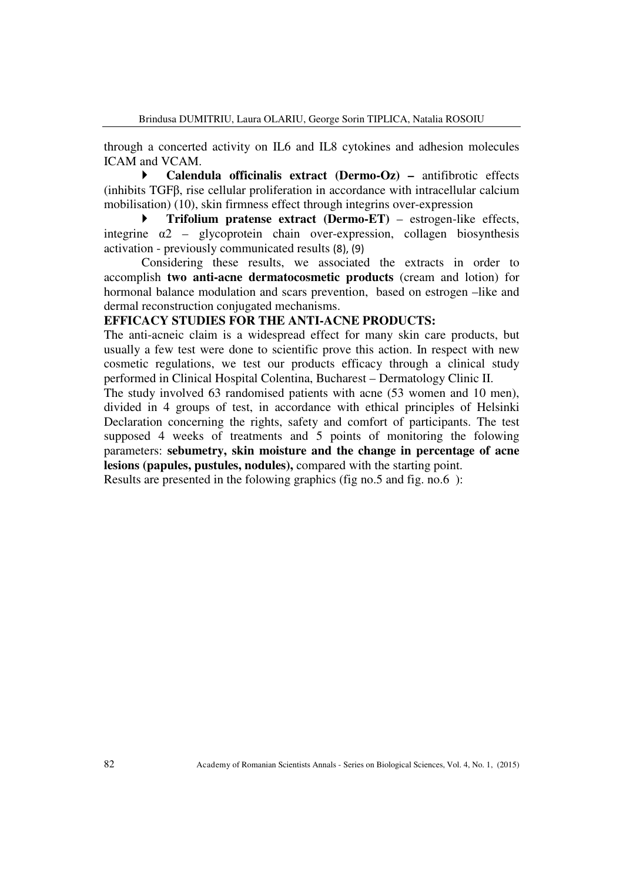through a concerted activity on IL6 and IL8 cytokines and adhesion molecules ICAM and VCAM.

- **Calendula officinalis extract (Dermo-Oz) –** antifibrotic effects (inhibits TGFβ, rise cellular proliferation in accordance with intracellular calcium mobilisation) (10), skin firmness effect through integrins over-expression
- **Trifolium pratense extract (Dermo-ET)** – estrogen-like effects, integrine α2 – glycoprotein chain over-expression, collagen biosynthesis activation - previously communicated results (8), (9)

Considering these results, we associated the extracts in order to accomplish **two anti-acne dermatocosmetic products** (cream and lotion) for hormonal balance modulation and scars prevention, based on estrogen –like and dermal reconstruction conjugated mechanisms.

**EFFICACY STUDIES FOR THE ANTI-ACNE PRODUCTS:**

The anti-acneic claim is a widespread effect for many skin care products, but usually a few test were done to scientific prove this action. In respect with new cosmetic regulations, we test our products efficacy through a clinical study performed in Clinical Hospital Colentina, Bucharest – Dermatology Clinic II.

The study involved 63 randomised patients with acne (53 women and 10 men), divided in 4 groups of test, in accordance with ethical principles of Helsinki Declaration concerning the rights, safety and comfort of participants. The test supposed 4 weeks of treatments and 5 points of monitoring the folowing parameters: **sebumetry, skin moisture and the change in percentage of acne lesions (papules, pustules, nodules),** compared with the starting point.

Results are presented in the folowing graphics (fig no.5 and fig. no.6 ):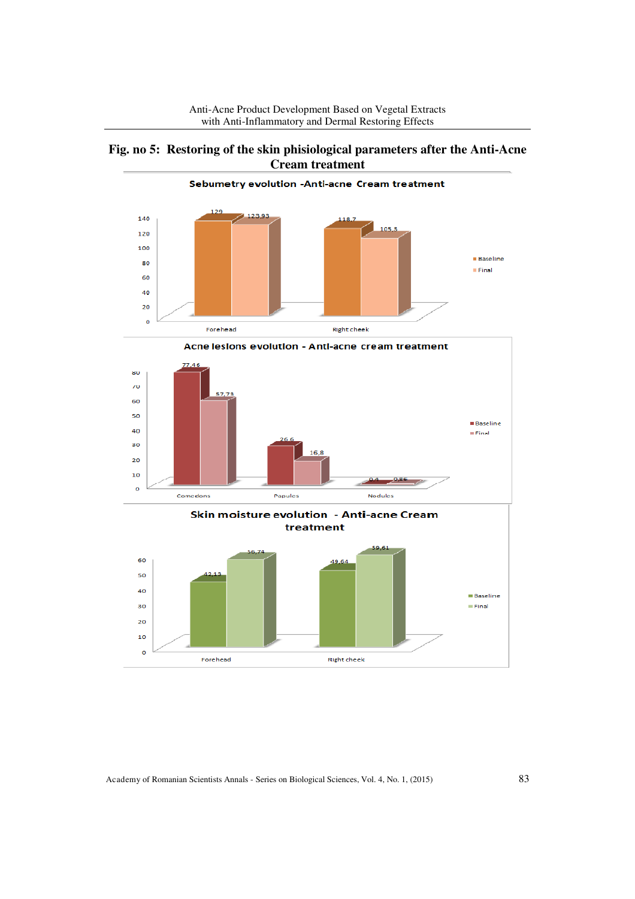**Fig. no 5: Restoring of the skin phisiological parameters after the Anti-Acne Cream treatment**

Sebumetry evolution -Anti-acne Cream treatment

| | Baseline | Final |
|---|---|---|
| Forehead | 129 | 123.93 |
| Right cheek | 118.7 | 105.3 |

Acne lesions evolution - Anti-acne cream treatment

| | Baseline | Final |
|---|---|---|
| Comedons | 77.46 | 57.73 |
| Papules | 26.6 | 16.8 |
| Nodules | 0.4 | 0.86 |

Skin moisture evolution - Anti-acne Cream treatment

| | Baseline | Final |
|---|---|---|
| Forehead | 42.13 | 56.74 |
| Right cheek | 49.64 | 59.61 |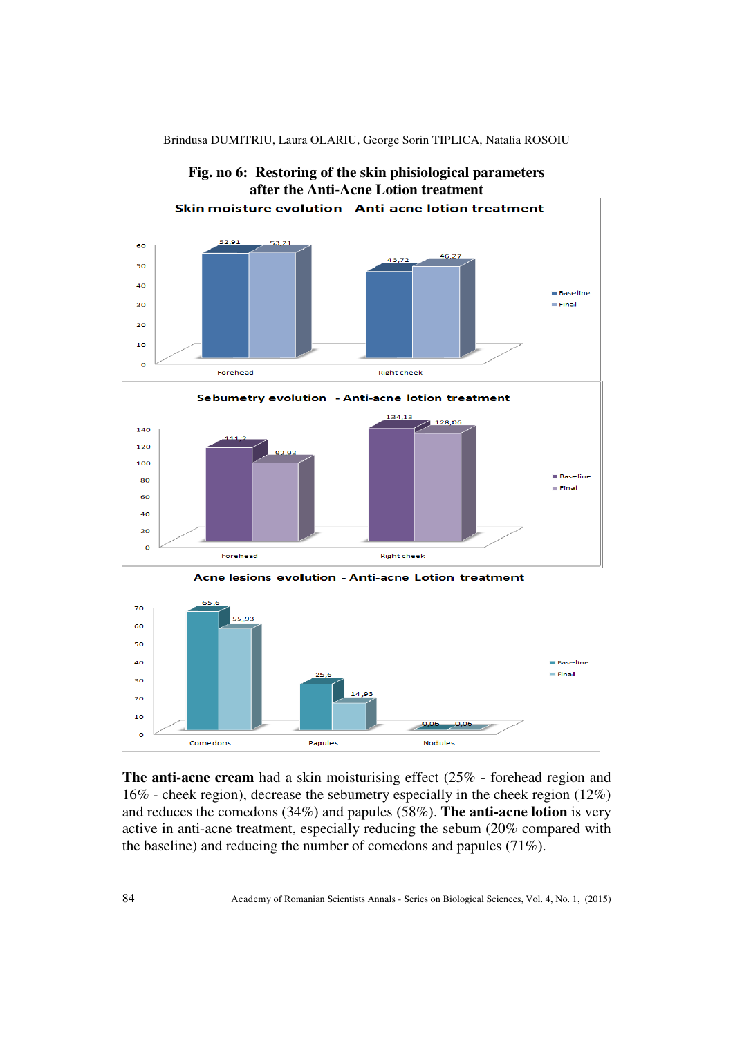**Fig. no 6: Restoring of the skin phisiological parameters after the Anti-Acne Lotion treatment**

Skin moisture evolution - Anti-acne lotion treatment

| | Baseline | Final |
|---|---|---|
| Forehead | 52,91 | 53,21 |
| Right cheek | 43,72 | 46,27 |

Sebumetry evolution - Anti-acne lotion treatment

| | Baseline | Final |
|---|---|---|
| Forehead | 111,2 | 92,93 |
| Right cheek | 134,13 | 128,06 |

Acne lesions evolution - Anti-acne Lotion treatment

| | Baseline | Final |
|---|---|---|
| Comedons | 65,6 | 55,93 |
| Papules | 25,6 | 14,93 |
| Nodules | 0,06 | 0,06 |

**The anti-acne cream** had a skin moisturising effect (25% - forehead region and 16% - cheek region), decrease the sebumetry especially in the cheek region (12%) and reduces the comedons (34%) and papules (58%). **The anti-acne lotion** is very active in anti-acne treatment, especially reducing the sebum (20% compared with the baseline) and reducing the number of comedons and papules (71%).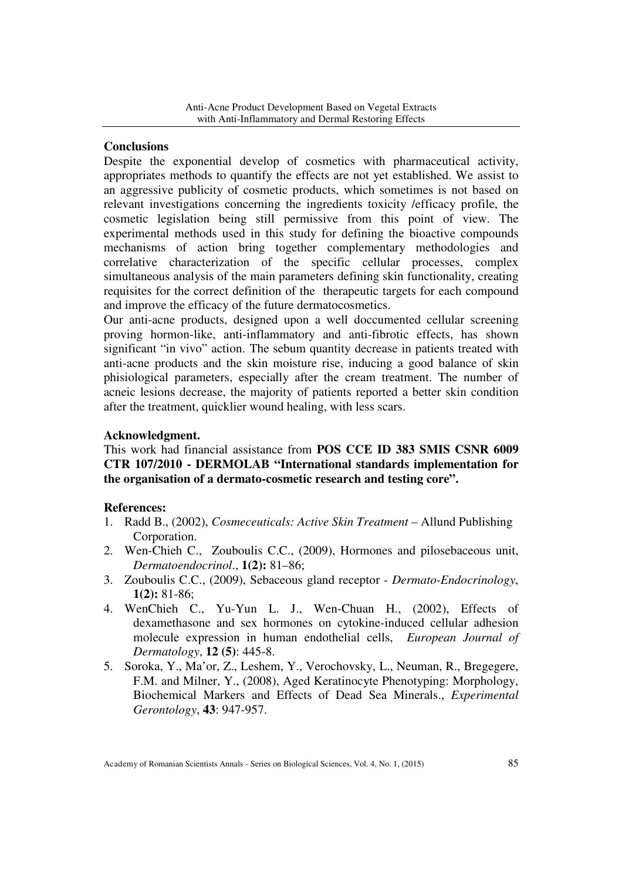## Conclusions

Despite the exponential develop of cosmetics with pharmaceutical activity, appropriates methods to quantify the effects are not yet established. We assist to an aggressive publicity of cosmetic products, which sometimes is not based on relevant investigations concerning the ingredients toxicity /efficacy profile, the cosmetic legislation being still permissive from this point of view. The experimental methods used in this study for defining the bioactive compounds mechanisms of action bring together complementary methodologies and correlative characterization of the specific cellular processes, complex simultaneous analysis of the main parameters defining skin functionality, creating requisites for the correct definition of the therapeutic targets for each compound and improve the efficacy of the future dermatocosmetics.

Our anti-acne products, designed upon a well doccumented cellular screening proving hormon-like, anti-inflammatory and anti-fibrotic effects, has shown significant "in vivo" action. The sebum quantity decrease in patients treated with anti-acne products and the skin moisture rise, inducing a good balance of skin phisiological parameters, especially after the cream treatment. The number of acneic lesions decrease, the majority of patients reported a better skin condition after the treatment, quicklier wound healing, with less scars.

## Acknowledgment.

This work had financial assistance from **POS CCE ID 383 SMIS CSNR 6009 CTR 107/2010 - DERMOLAB "International standards implementation for the organisation of a dermato-cosmetic research and testing core".**

## References:

1. Radd B., (2002), *Cosmeceuticals: Active Skin Treatment* – Allund Publishing Corporation.
2. Wen-Chieh C., Zouboulis C.C., (2009), Hormones and pilosebaceous unit, *Dermatoendocrinol*., **1(2):** 81–86;
3. Zouboulis C.C., (2009), Sebaceous gland receptor - *Dermato-Endocrinology*, **1(2):** 81-86;
4. WenChieh C., Yu-Yun L. J., Wen-Chuan H., (2002), Effects of dexamethasone and sex hormones on cytokine-induced cellular adhesion molecule expression in human endothelial cells, *European Journal of Dermatology*, **12 (5)**: 445-8.
5. Soroka, Y., Ma'or, Z., Leshem, Y., Verochovsky, L., Neuman, R., Bregegere, F.M. and Milner, Y., (2008), Aged Keratinocyte Phenotyping: Morphology, Biochemical Markers and Effects of Dead Sea Minerals., *Experimental Gerontology*, **43**: 947-957.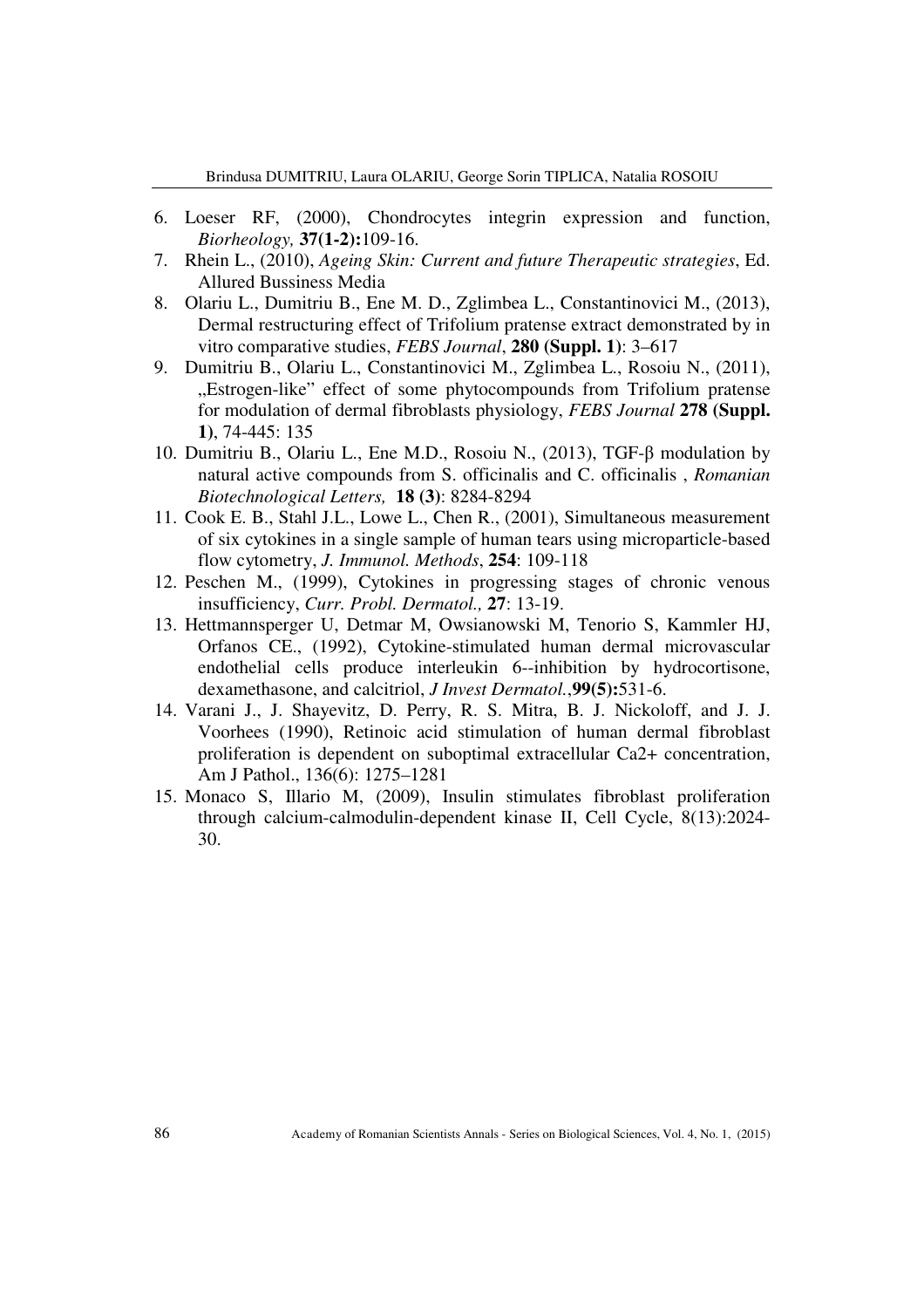6. Loeser RF, (2000), Chondrocytes integrin expression and function, *Biorheology,* **37(1-2):**109-16.
7. Rhein L., (2010), *Ageing Skin: Current and future Therapeutic strategies*, Ed. Allured Bussiness Media
8. Olariu L., Dumitriu B., Ene M. D., Zglimbea L., Constantinovici M., (2013), Dermal restructuring effect of Trifolium pratense extract demonstrated by in vitro comparative studies, *FEBS Journal*, **280 (Suppl. 1)**: 3–617
9. Dumitriu B., Olariu L., Constantinovici M., Zglimbea L., Rosoiu N., (2011), „Estrogen-like" effect of some phytocompounds from Trifolium pratense for modulation of dermal fibroblasts physiology, *FEBS Journal* **278 (Suppl. 1)**, 74-445: 135
10. Dumitriu B., Olariu L., Ene M.D., Rosoiu N., (2013), TGF-β modulation by natural active compounds from S. officinalis and C. officinalis , *Romanian Biotechnological Letters,* **18 (3)**: 8284-8294
11. Cook E. B., Stahl J.L., Lowe L., Chen R., (2001), Simultaneous measurement of six cytokines in a single sample of human tears using microparticle-based flow cytometry, *J. Immunol. Methods*, **254**: 109-118
12. Peschen M., (1999), Cytokines in progressing stages of chronic venous insufficiency, *Curr. Probl. Dermatol.,* **27**: 13-19.
13. Hettmannsperger U, Detmar M, Owsianowski M, Tenorio S, Kammler HJ, Orfanos CE., (1992), Cytokine-stimulated human dermal microvascular endothelial cells produce interleukin 6--inhibition by hydrocortisone, dexamethasone, and calcitriol, *J Invest Dermatol.*,**99(5):**531-6.
14. Varani J., J. Shayevitz, D. Perry, R. S. Mitra, B. J. Nickoloff, and J. J. Voorhees (1990), Retinoic acid stimulation of human dermal fibroblast proliferation is dependent on suboptimal extracellular Ca2+ concentration, Am J Pathol., 136(6): 1275–1281
15. Monaco S, Illario M, (2009), Insulin stimulates fibroblast proliferation through calcium-calmodulin-dependent kinase II, Cell Cycle, 8(13):2024-30.